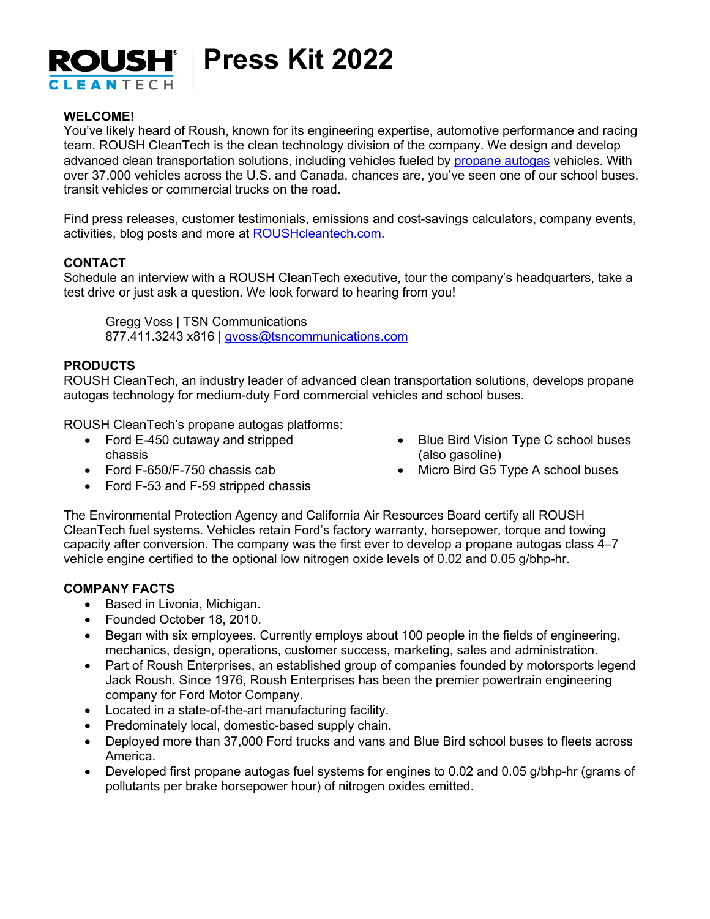# ROUSH CLEANTECH | Press Kit 2022

**WELCOME!**

You've likely heard of Roush, known for its engineering expertise, automotive performance and racing team. ROUSH CleanTech is the clean technology division of the company. We design and develop advanced clean transportation solutions, including vehicles fueled by [propane autogas](propane autogas) vehicles. With over 37,000 vehicles across the U.S. and Canada, chances are, you've seen one of our school buses, transit vehicles or commercial trucks on the road.

Find press releases, customer testimonials, emissions and cost-savings calculators, company events, activities, blog posts and more at [ROUSHcleantech.com](ROUSHcleantech.com).

**CONTACT**

Schedule an interview with a ROUSH CleanTech executive, tour the company's headquarters, take a test drive or just ask a question. We look forward to hearing from you!

> Gregg Voss | TSN Communications
> 877.411.3243 x816 | gvoss@tsncommunications.com

**PRODUCTS**

ROUSH CleanTech, an industry leader of advanced clean transportation solutions, develops propane autogas technology for medium-duty Ford commercial vehicles and school buses.

ROUSH CleanTech's propane autogas platforms:

- Ford E-450 cutaway and stripped chassis
- Ford F-650/F-750 chassis cab
- Ford F-53 and F-59 stripped chassis
- Blue Bird Vision Type C school buses (also gasoline)
- Micro Bird G5 Type A school buses

The Environmental Protection Agency and California Air Resources Board certify all ROUSH CleanTech fuel systems. Vehicles retain Ford's factory warranty, horsepower, torque and towing capacity after conversion. The company was the first ever to develop a propane autogas class 4–7 vehicle engine certified to the optional low nitrogen oxide levels of 0.02 and 0.05 g/bhp-hr.

**COMPANY FACTS**

- Based in Livonia, Michigan.
- Founded October 18, 2010.
- Began with six employees. Currently employs about 100 people in the fields of engineering, mechanics, design, operations, customer success, marketing, sales and administration.
- Part of Roush Enterprises, an established group of companies founded by motorsports legend Jack Roush. Since 1976, Roush Enterprises has been the premier powertrain engineering company for Ford Motor Company.
- Located in a state-of-the-art manufacturing facility.
- Predominately local, domestic-based supply chain.
- Deployed more than 37,000 Ford trucks and vans and Blue Bird school buses to fleets across America.
- Developed first propane autogas fuel systems for engines to 0.02 and 0.05 g/bhp-hr (grams of pollutants per brake horsepower hour) of nitrogen oxides emitted.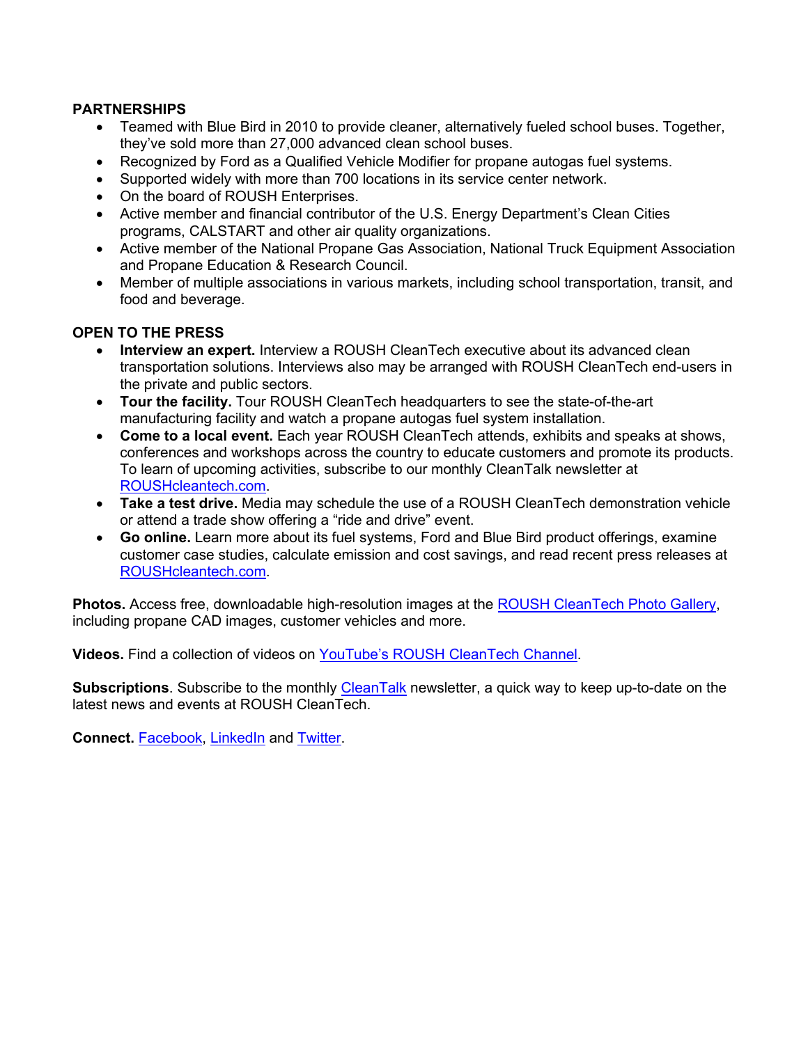## PARTNERSHIPS

- Teamed with Blue Bird in 2010 to provide cleaner, alternatively fueled school buses. Together, they've sold more than 27,000 advanced clean school buses.
- Recognized by Ford as a Qualified Vehicle Modifier for propane autogas fuel systems.
- Supported widely with more than 700 locations in its service center network.
- On the board of ROUSH Enterprises.
- Active member and financial contributor of the U.S. Energy Department's Clean Cities programs, CALSTART and other air quality organizations.
- Active member of the National Propane Gas Association, National Truck Equipment Association and Propane Education & Research Council.
- Member of multiple associations in various markets, including school transportation, transit, and food and beverage.

## OPEN TO THE PRESS

- **Interview an expert.** Interview a ROUSH CleanTech executive about its advanced clean transportation solutions. Interviews also may be arranged with ROUSH CleanTech end-users in the private and public sectors.
- **Tour the facility.** Tour ROUSH CleanTech headquarters to see the state-of-the-art manufacturing facility and watch a propane autogas fuel system installation.
- **Come to a local event.** Each year ROUSH CleanTech attends, exhibits and speaks at shows, conferences and workshops across the country to educate customers and promote its products. To learn of upcoming activities, subscribe to our monthly CleanTalk newsletter at ROUSHcleantech.com.
- **Take a test drive.** Media may schedule the use of a ROUSH CleanTech demonstration vehicle or attend a trade show offering a "ride and drive" event.
- **Go online.** Learn more about its fuel systems, Ford and Blue Bird product offerings, examine customer case studies, calculate emission and cost savings, and read recent press releases at ROUSHcleantech.com.

**Photos.** Access free, downloadable high-resolution images at the ROUSH CleanTech Photo Gallery, including propane CAD images, customer vehicles and more.

**Videos.** Find a collection of videos on YouTube's ROUSH CleanTech Channel.

**Subscriptions**. Subscribe to the monthly CleanTalk newsletter, a quick way to keep up-to-date on the latest news and events at ROUSH CleanTech.

**Connect.** Facebook, LinkedIn and Twitter.